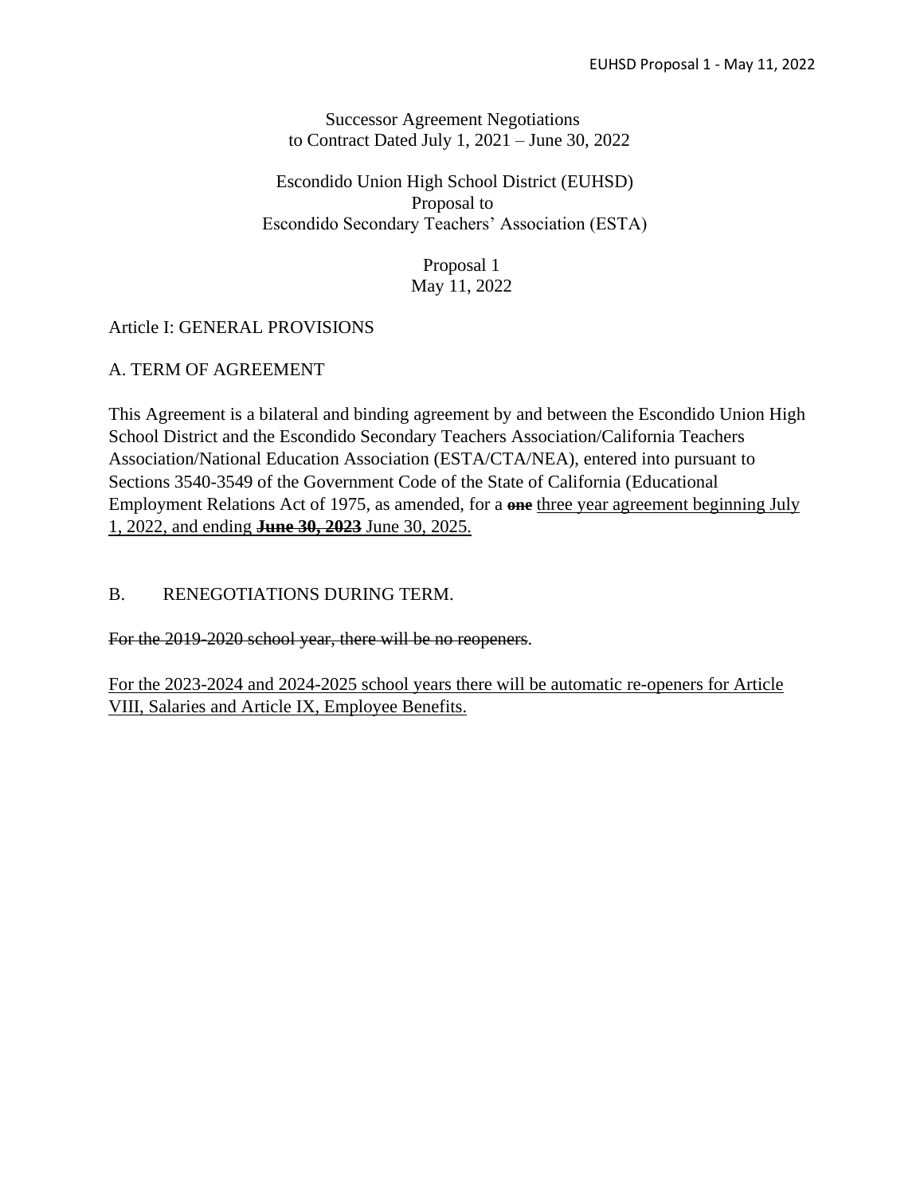Successor Agreement Negotiations
to Contract Dated July 1, 2021 – June 30, 2022

Escondido Union High School District (EUHSD)
Proposal to
Escondido Secondary Teachers' Association (ESTA)

Proposal 1
May 11, 2022

Article I: GENERAL PROVISIONS

A. TERM OF AGREEMENT

This Agreement is a bilateral and binding agreement by and between the Escondido Union High School District and the Escondido Secondary Teachers Association/California Teachers Association/National Education Association (ESTA/CTA/NEA), entered into pursuant to Sections 3540-3549 of the Government Code of the State of California (Educational Employment Relations Act of 1975, as amended, for a ~~**one**~~ <u>three year agreement beginning July 1, 2022, and ending</u> ~~**June 30, 2023**~~ <u>June 30, 2025.</u>

B. RENEGOTIATIONS DURING TERM.

~~For the 2019-2020 school year, there will be no reopeners.~~

<u>For the 2023-2024 and 2024-2025 school years there will be automatic re-openers for Article VIII, Salaries and Article IX, Employee Benefits.</u>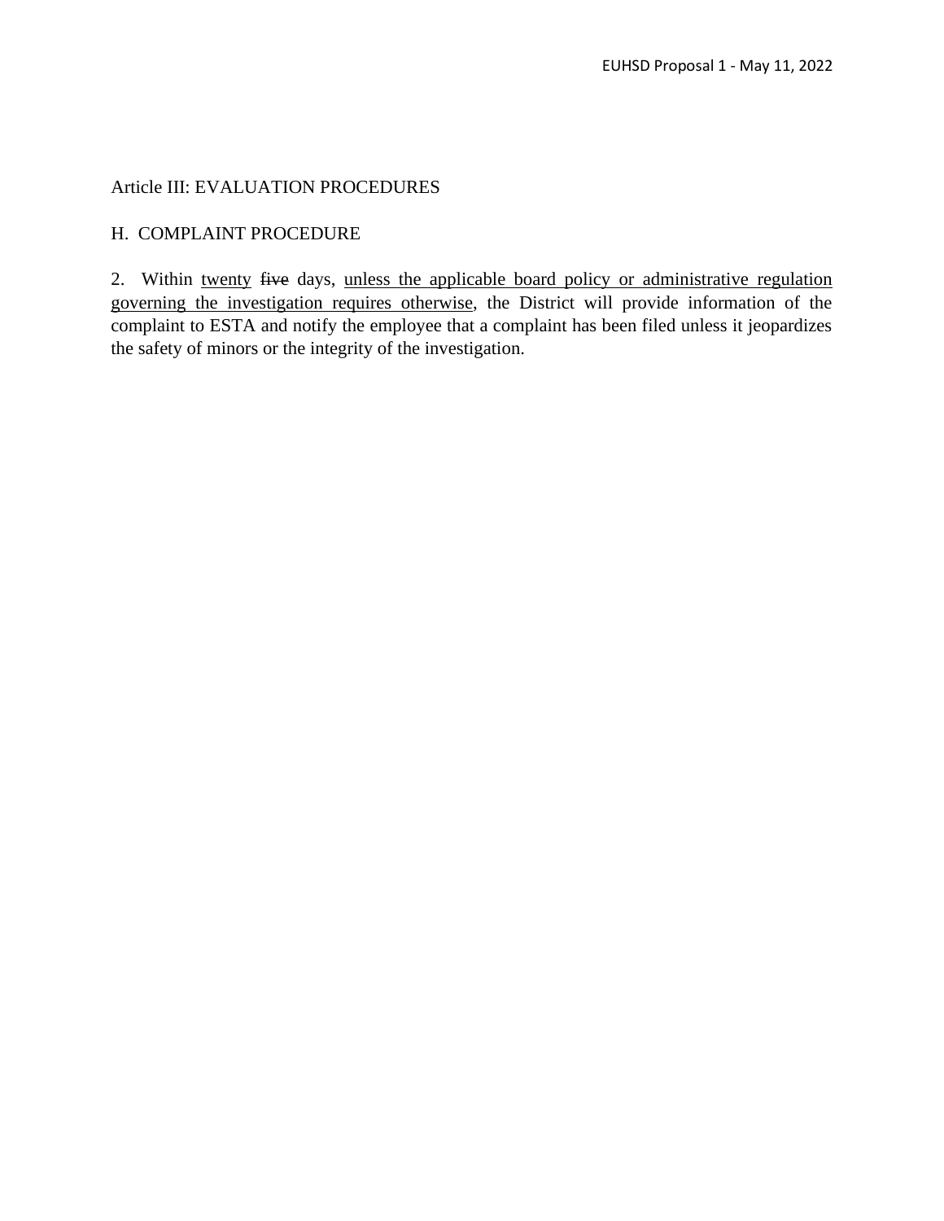Article III: EVALUATION PROCEDURES

H. COMPLAINT PROCEDURE

2. Within <u>twenty</u> ~~five~~ days, <u>unless the applicable board policy or administrative regulation governing the investigation requires otherwise</u>, the District will provide information of the complaint to ESTA and notify the employee that a complaint has been filed unless it jeopardizes the safety of minors or the integrity of the investigation.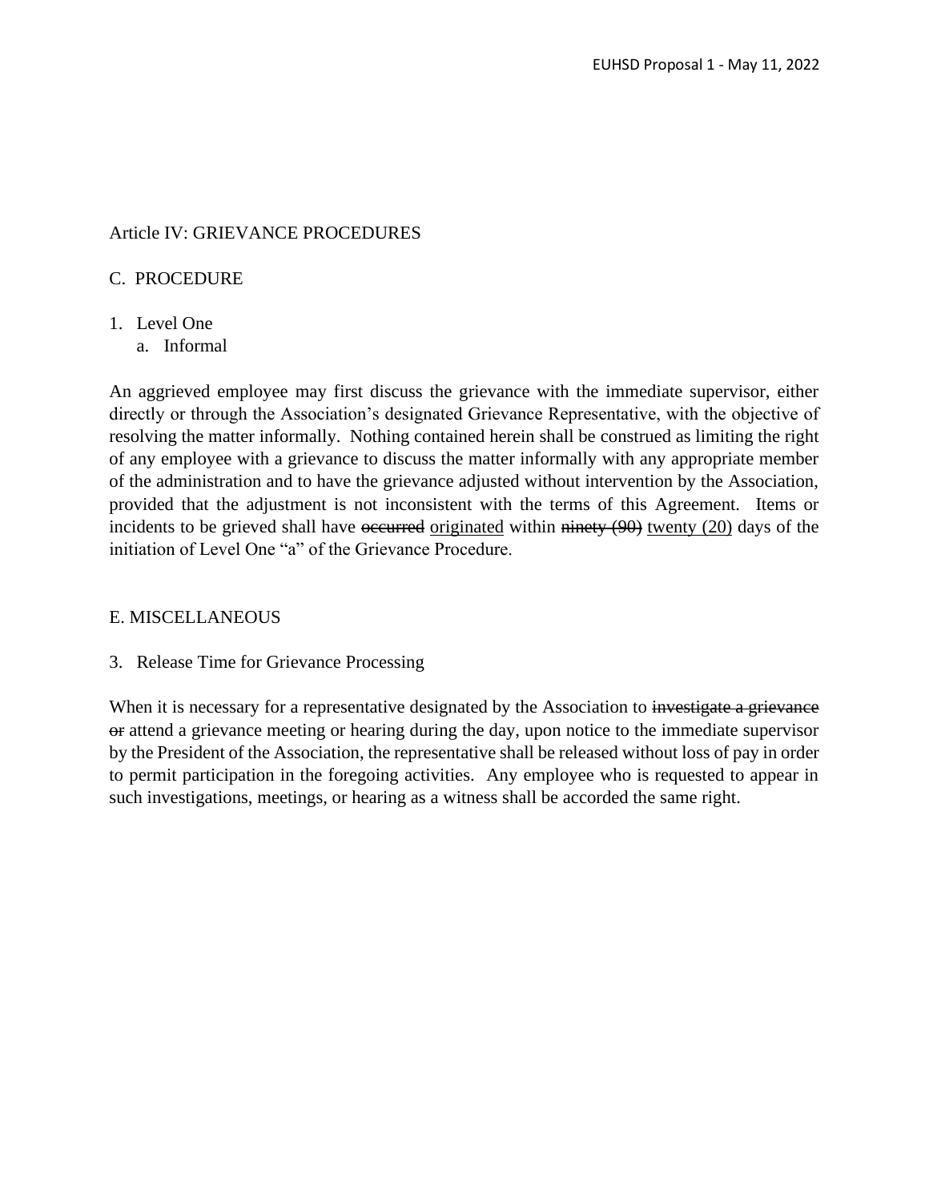Article IV: GRIEVANCE PROCEDURES

C. PROCEDURE

1. Level One
   a. Informal

An aggrieved employee may first discuss the grievance with the immediate supervisor, either directly or through the Association's designated Grievance Representative, with the objective of resolving the matter informally. Nothing contained herein shall be construed as limiting the right of any employee with a grievance to discuss the matter informally with any appropriate member of the administration and to have the grievance adjusted without intervention by the Association, provided that the adjustment is not inconsistent with the terms of this Agreement. Items or incidents to be grieved shall have ~~occurred~~ <u>originated</u> within ~~ninety (90)~~ <u>twenty (20)</u> days of the initiation of Level One "a" of the Grievance Procedure.

E. MISCELLANEOUS

3. Release Time for Grievance Processing

When it is necessary for a representative designated by the Association to ~~investigate a grievance or~~ attend a grievance meeting or hearing during the day, upon notice to the immediate supervisor by the President of the Association, the representative shall be released without loss of pay in order to permit participation in the foregoing activities. Any employee who is requested to appear in such investigations, meetings, or hearing as a witness shall be accorded the same right.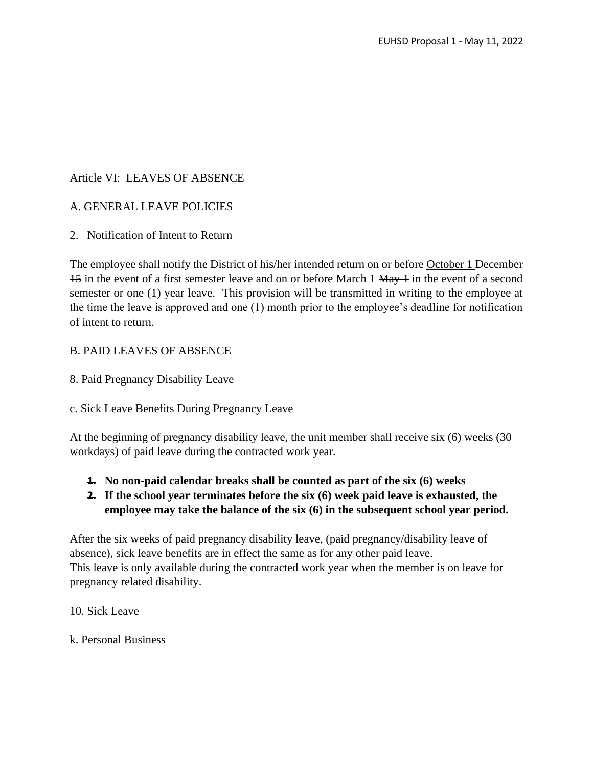Article VI: LEAVES OF ABSENCE

A. GENERAL LEAVE POLICIES

2. Notification of Intent to Return

The employee shall notify the District of his/her intended return on or before <u>October 1</u> ~~December 15~~ in the event of a first semester leave and on or before <u>March 1</u> ~~May 1~~ in the event of a second semester or one (1) year leave. This provision will be transmitted in writing to the employee at the time the leave is approved and one (1) month prior to the employee's deadline for notification of intent to return.

B. PAID LEAVES OF ABSENCE

8. Paid Pregnancy Disability Leave

c. Sick Leave Benefits During Pregnancy Leave

At the beginning of pregnancy disability leave, the unit member shall receive six (6) weeks (30 workdays) of paid leave during the contracted work year.

1. ~~**No non-paid calendar breaks shall be counted as part of the six (6) weeks**~~
2. ~~**If the school year terminates before the six (6) week paid leave is exhausted, the employee may take the balance of the six (6) in the subsequent school year period.**~~

After the six weeks of paid pregnancy disability leave, (paid pregnancy/disability leave of absence), sick leave benefits are in effect the same as for any other paid leave.
This leave is only available during the contracted work year when the member is on leave for pregnancy related disability.

10. Sick Leave

k. Personal Business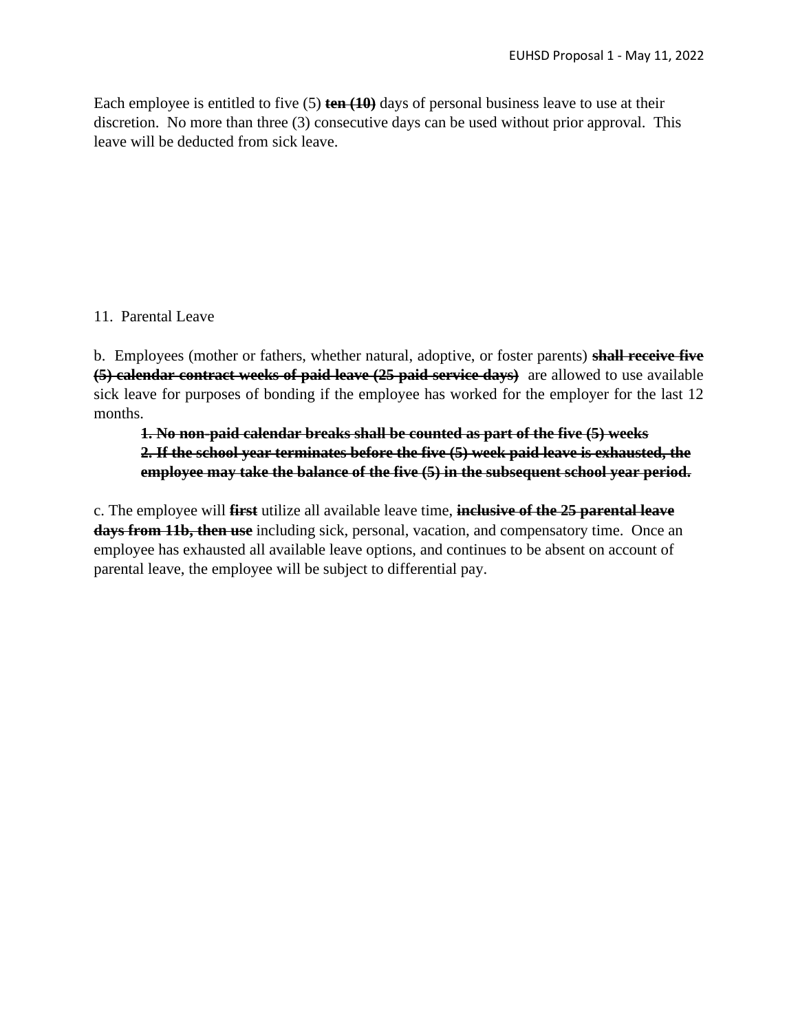Each employee is entitled to five (5) ~~**ten (10)**~~ days of personal business leave to use at their discretion. No more than three (3) consecutive days can be used without prior approval. This leave will be deducted from sick leave.

11. Parental Leave

b. Employees (mother or fathers, whether natural, adoptive, or foster parents) ~~**shall receive five (5) calendar contract weeks of paid leave (25 paid service days)**~~ are allowed to use available sick leave for purposes of bonding if the employee has worked for the employer for the last 12 months.

> ~~**1. No non-paid calendar breaks shall be counted as part of the five (5) weeks**~~
> ~~**2. If the school year terminates before the five (5) week paid leave is exhausted, the employee may take the balance of the five (5) in the subsequent school year period.**~~

c. The employee will ~~**first**~~ utilize all available leave time, ~~**inclusive of the 25 parental leave days from 11b, then use**~~ including sick, personal, vacation, and compensatory time. Once an employee has exhausted all available leave options, and continues to be absent on account of parental leave, the employee will be subject to differential pay.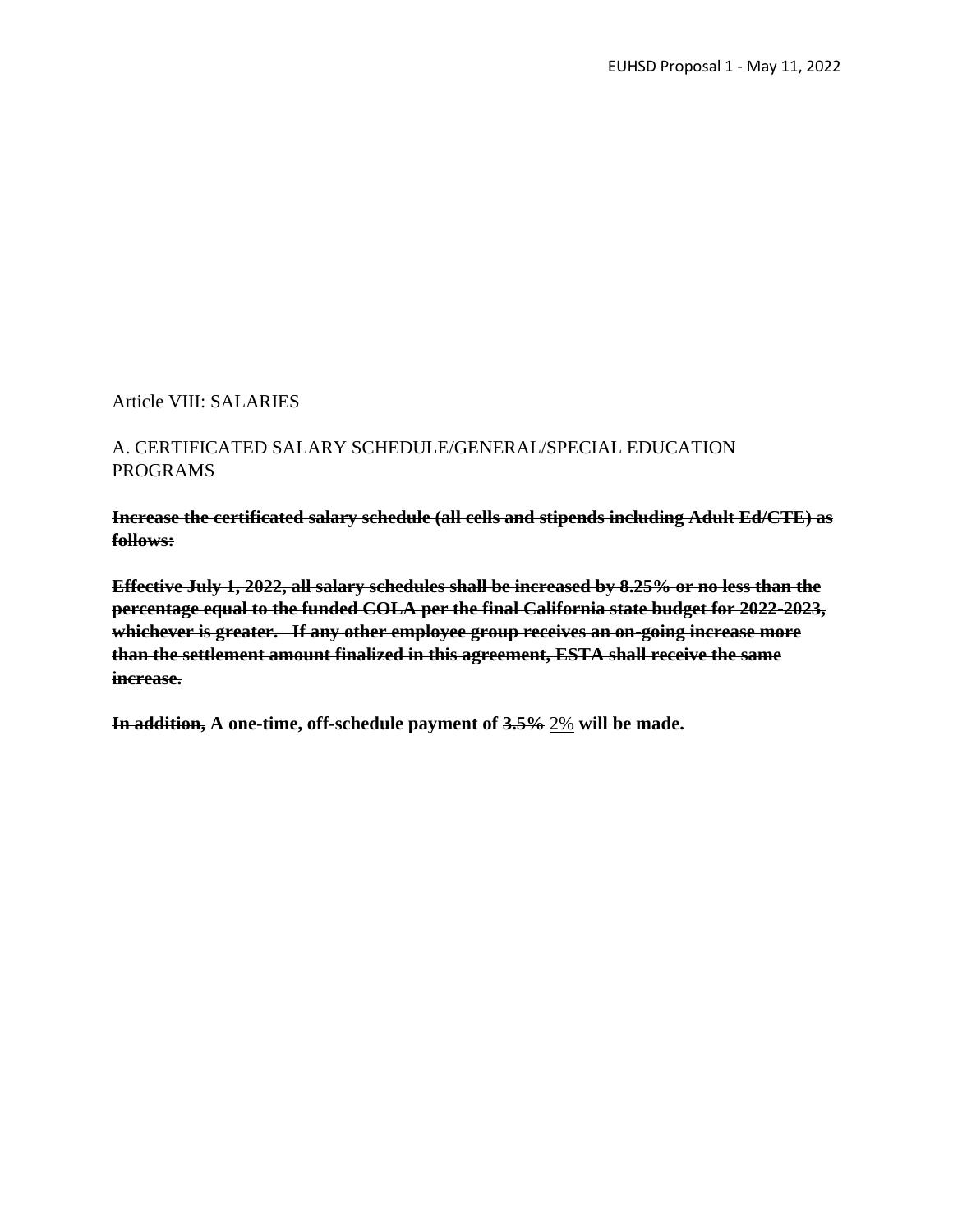Article VIII: SALARIES

A. CERTIFICATED SALARY SCHEDULE/GENERAL/SPECIAL EDUCATION PROGRAMS

~~**Increase the certificated salary schedule (all cells and stipends including Adult Ed/CTE) as follows:**~~

~~**Effective July 1, 2022, all salary schedules shall be increased by 8.25% or no less than the percentage equal to the funded COLA per the final California state budget for 2022-2023, whichever is greater. If any other employee group receives an on-going increase more than the settlement amount finalized in this agreement, ESTA shall receive the same increase.**~~

~~**In addition,**~~ **A one-time, off-schedule payment of** ~~**3.5%**~~ <u>2%</u> **will be made.**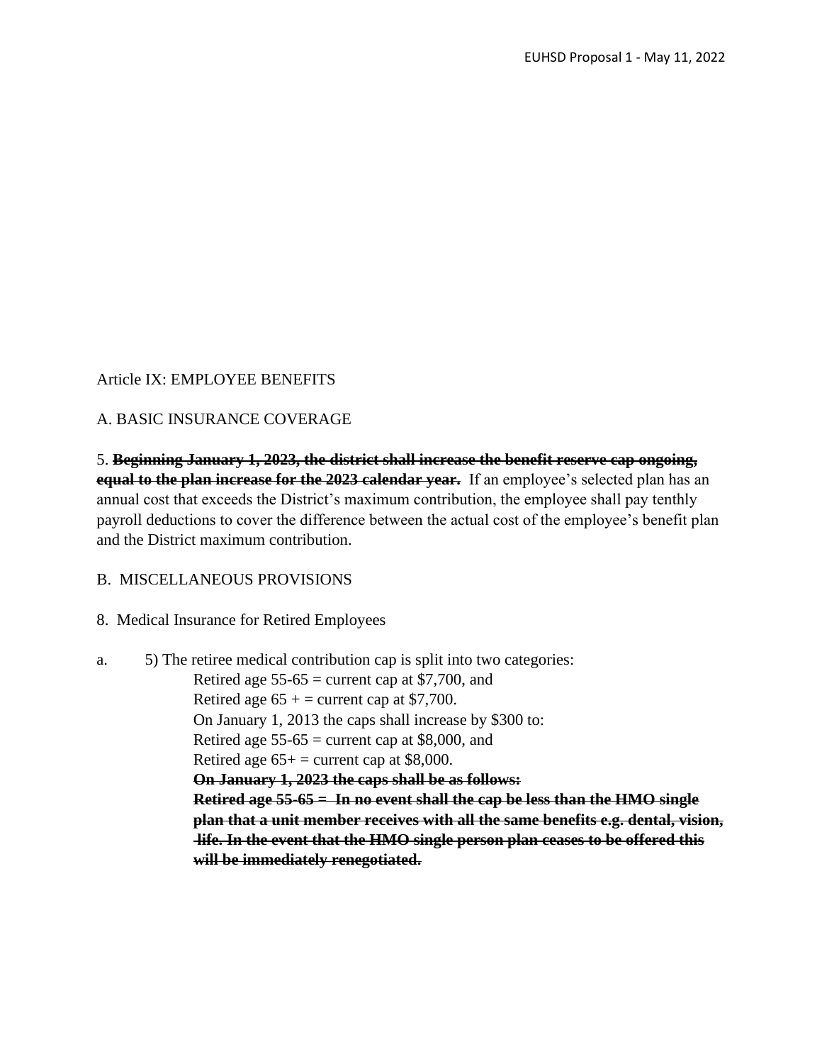Article IX: EMPLOYEE BENEFITS

A. BASIC INSURANCE COVERAGE

5. ~~**Beginning January 1, 2023, the district shall increase the benefit reserve cap ongoing, equal to the plan increase for the 2023 calendar year.**~~ If an employee's selected plan has an annual cost that exceeds the District's maximum contribution, the employee shall pay tenthly payroll deductions to cover the difference between the actual cost of the employee's benefit plan and the District maximum contribution.

B. MISCELLANEOUS PROVISIONS

8. Medical Insurance for Retired Employees

a. 5) The retiree medical contribution cap is split into two categories:

Retired age 55-65 = current cap at $7,700, and
Retired age 65 + = current cap at $7,700.
On January 1, 2013 the caps shall increase by $300 to:
Retired age 55-65 = current cap at $8,000, and
Retired age 65+ = current cap at $8,000.
~~**On January 1, 2023 the caps shall be as follows:**~~
~~**Retired age 55-65 = In no event shall the cap be less than the HMO single plan that a unit member receives with all the same benefits e.g. dental, vision, life. In the event that the HMO single person plan ceases to be offered this will be immediately renegotiated.**~~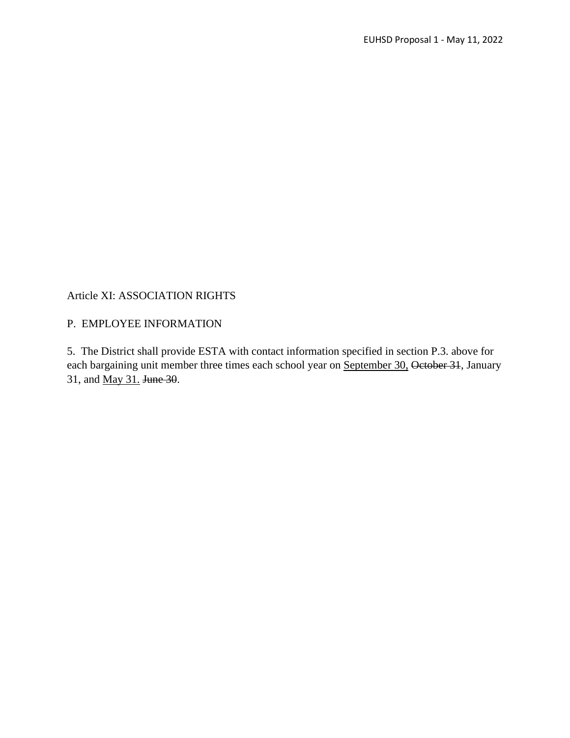Article XI: ASSOCIATION RIGHTS

P. EMPLOYEE INFORMATION

5. The District shall provide ESTA with contact information specified in section P.3. above for each bargaining unit member three times each school year on <u>September 30,</u> ~~October 31~~, January 31, and <u>May 31.</u> ~~June 30~~.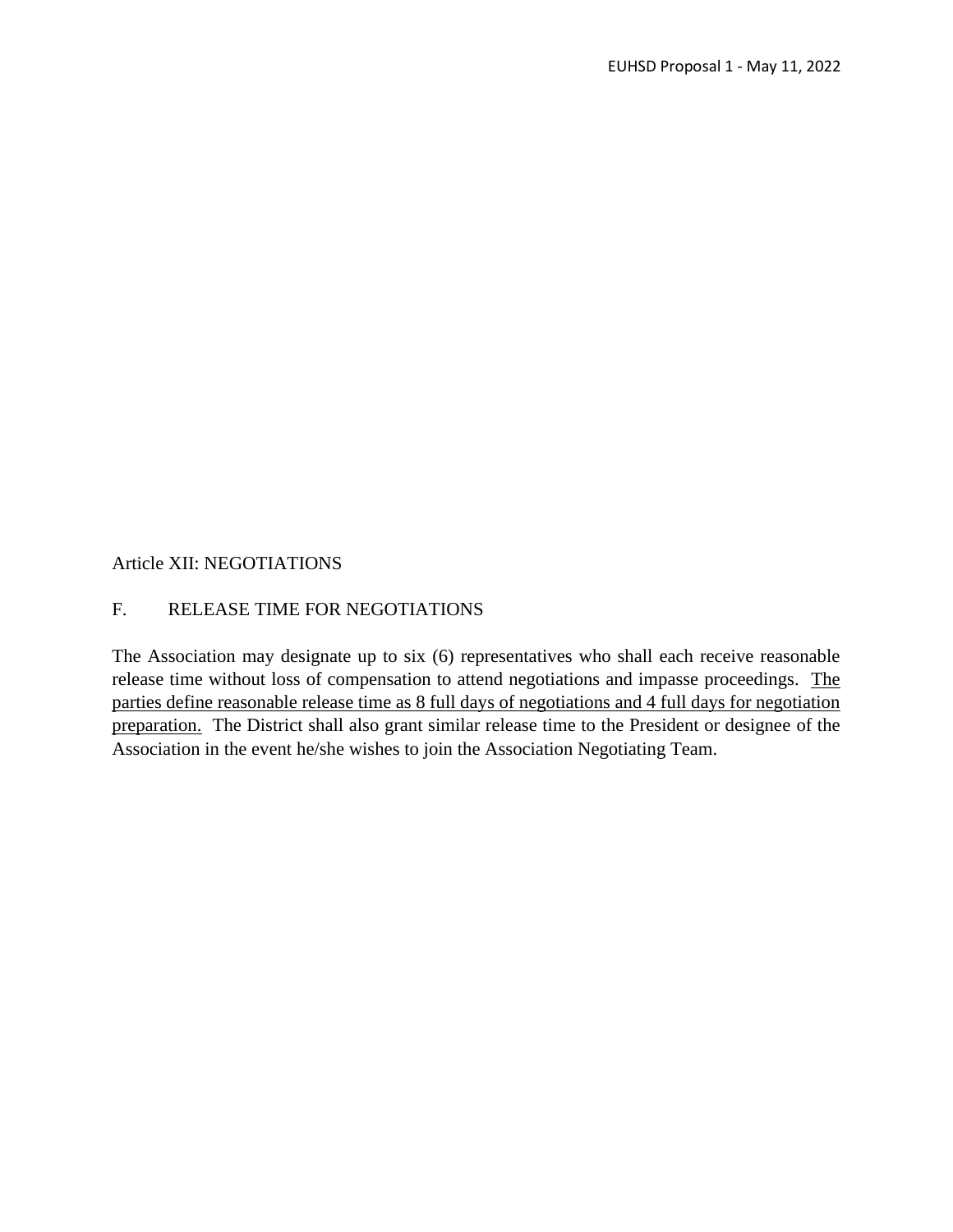Article XII: NEGOTIATIONS

F. RELEASE TIME FOR NEGOTIATIONS

The Association may designate up to six (6) representatives who shall each receive reasonable release time without loss of compensation to attend negotiations and impasse proceedings. <u>The parties define reasonable release time as 8 full days of negotiations and 4 full days for negotiation preparation.</u> The District shall also grant similar release time to the President or designee of the Association in the event he/she wishes to join the Association Negotiating Team.